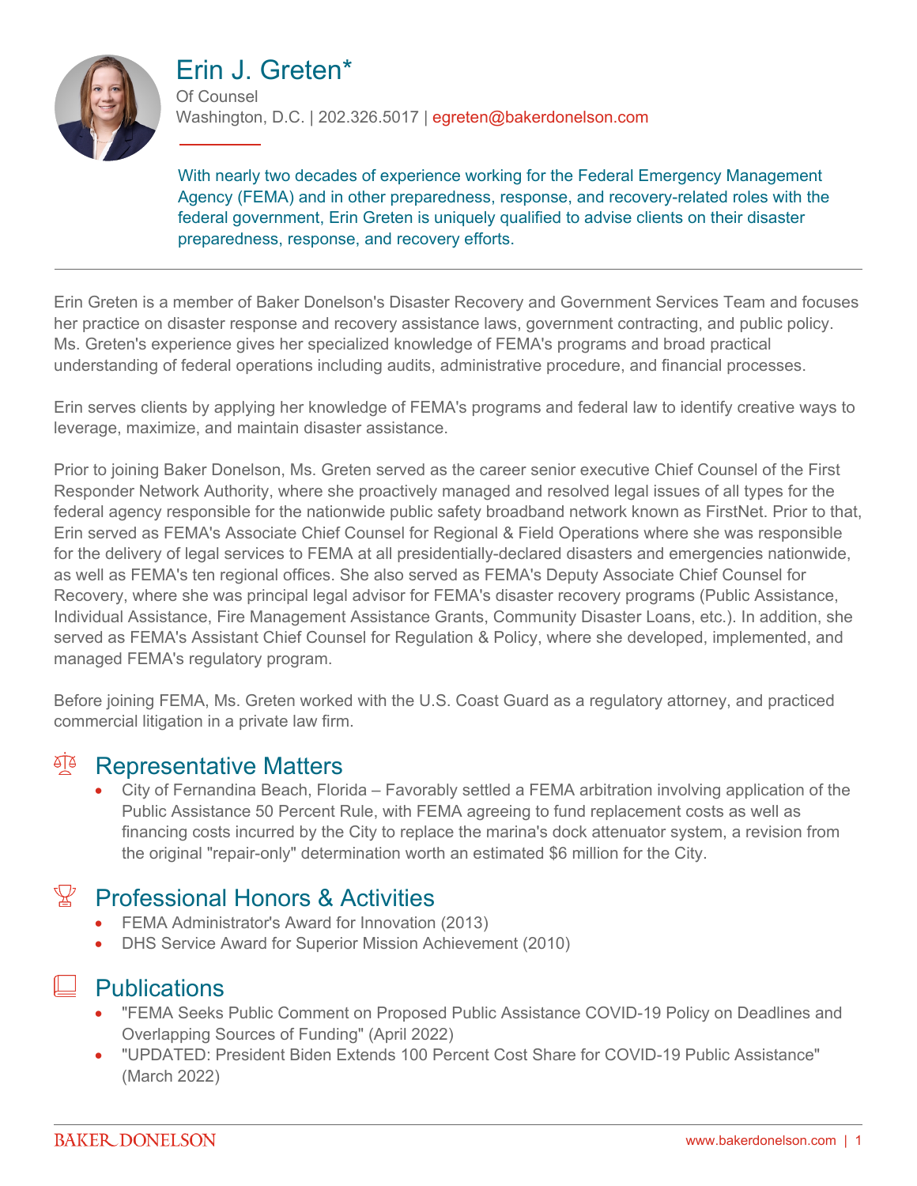# Erin J. Greten*

Of Counsel
Washington, D.C. | 202.326.5017 | egreten@bakerdonelson.com

With nearly two decades of experience working for the Federal Emergency Management Agency (FEMA) and in other preparedness, response, and recovery-related roles with the federal government, Erin Greten is uniquely qualified to advise clients on their disaster preparedness, response, and recovery efforts.

---

Erin Greten is a member of Baker Donelson's Disaster Recovery and Government Services Team and focuses her practice on disaster response and recovery assistance laws, government contracting, and public policy. Ms. Greten's experience gives her specialized knowledge of FEMA's programs and broad practical understanding of federal operations including audits, administrative procedure, and financial processes.

Erin serves clients by applying her knowledge of FEMA's programs and federal law to identify creative ways to leverage, maximize, and maintain disaster assistance.

Prior to joining Baker Donelson, Ms. Greten served as the career senior executive Chief Counsel of the First Responder Network Authority, where she proactively managed and resolved legal issues of all types for the federal agency responsible for the nationwide public safety broadband network known as FirstNet. Prior to that, Erin served as FEMA's Associate Chief Counsel for Regional & Field Operations where she was responsible for the delivery of legal services to FEMA at all presidentially-declared disasters and emergencies nationwide, as well as FEMA's ten regional offices. She also served as FEMA's Deputy Associate Chief Counsel for Recovery, where she was principal legal advisor for FEMA's disaster recovery programs (Public Assistance, Individual Assistance, Fire Management Assistance Grants, Community Disaster Loans, etc.). In addition, she served as FEMA's Assistant Chief Counsel for Regulation & Policy, where she developed, implemented, and managed FEMA's regulatory program.

Before joining FEMA, Ms. Greten worked with the U.S. Coast Guard as a regulatory attorney, and practiced commercial litigation in a private law firm.

## Representative Matters

- City of Fernandina Beach, Florida – Favorably settled a FEMA arbitration involving application of the Public Assistance 50 Percent Rule, with FEMA agreeing to fund replacement costs as well as financing costs incurred by the City to replace the marina's dock attenuator system, a revision from the original "repair-only" determination worth an estimated $6 million for the City.

## Professional Honors & Activities

- FEMA Administrator's Award for Innovation (2013)
- DHS Service Award for Superior Mission Achievement (2010)

## Publications

- "FEMA Seeks Public Comment on Proposed Public Assistance COVID-19 Policy on Deadlines and Overlapping Sources of Funding" (April 2022)
- "UPDATED: President Biden Extends 100 Percent Cost Share for COVID-19 Public Assistance" (March 2022)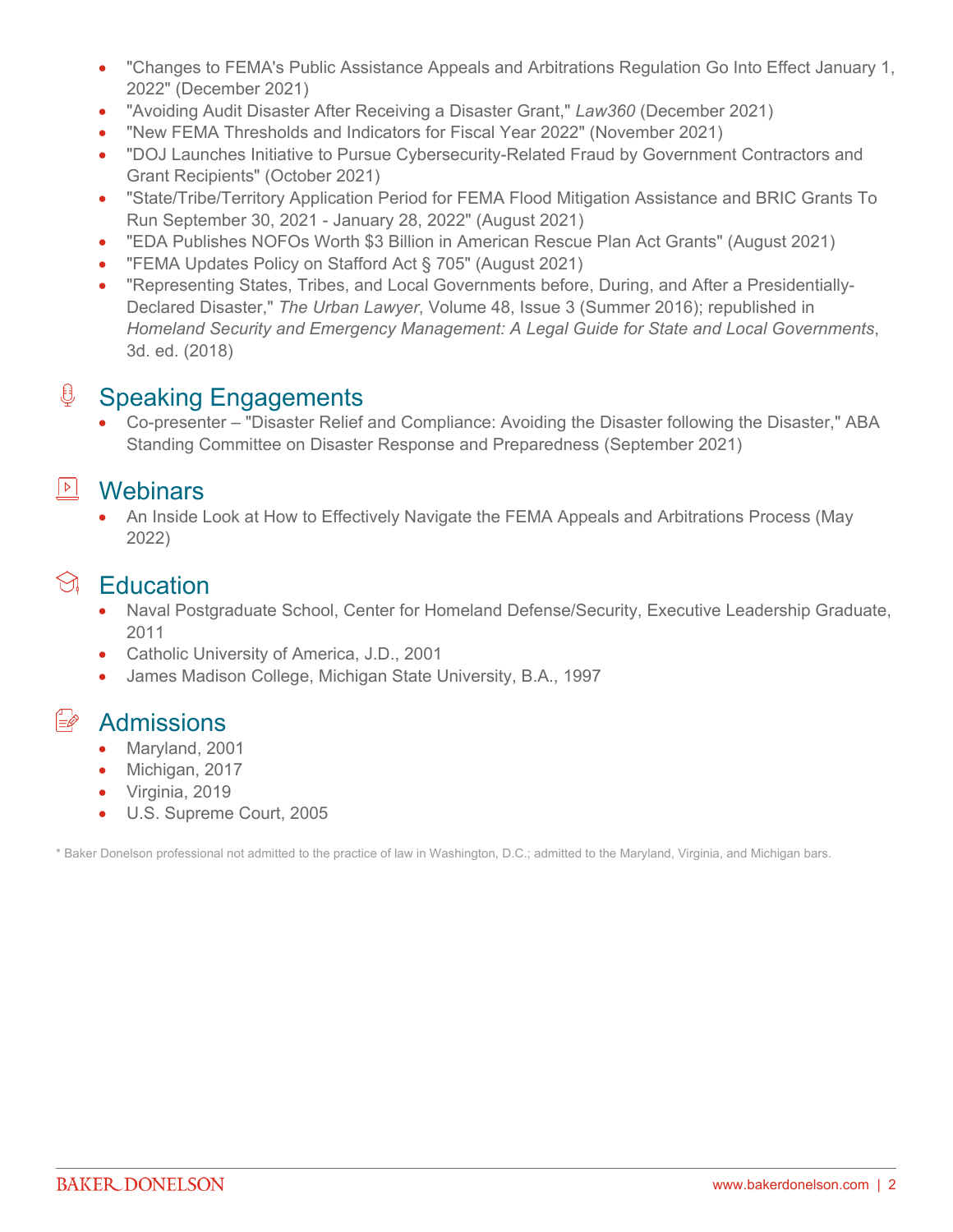- "Changes to FEMA's Public Assistance Appeals and Arbitrations Regulation Go Into Effect January 1, 2022" (December 2021)
- "Avoiding Audit Disaster After Receiving a Disaster Grant," *Law360* (December 2021)
- "New FEMA Thresholds and Indicators for Fiscal Year 2022" (November 2021)
- "DOJ Launches Initiative to Pursue Cybersecurity-Related Fraud by Government Contractors and Grant Recipients" (October 2021)
- "State/Tribe/Territory Application Period for FEMA Flood Mitigation Assistance and BRIC Grants To Run September 30, 2021 - January 28, 2022" (August 2021)
- "EDA Publishes NOFOs Worth $3 Billion in American Rescue Plan Act Grants" (August 2021)
- "FEMA Updates Policy on Stafford Act § 705" (August 2021)
- "Representing States, Tribes, and Local Governments before, During, and After a Presidentially-Declared Disaster," *The Urban Lawyer*, Volume 48, Issue 3 (Summer 2016); republished in *Homeland Security and Emergency Management: A Legal Guide for State and Local Governments*, 3d. ed. (2018)

## Speaking Engagements

- Co-presenter – "Disaster Relief and Compliance: Avoiding the Disaster following the Disaster," ABA Standing Committee on Disaster Response and Preparedness (September 2021)

## Webinars

- An Inside Look at How to Effectively Navigate the FEMA Appeals and Arbitrations Process (May 2022)

## Education

- Naval Postgraduate School, Center for Homeland Defense/Security, Executive Leadership Graduate, 2011
- Catholic University of America, J.D., 2001
- James Madison College, Michigan State University, B.A., 1997

## Admissions

- Maryland, 2001
- Michigan, 2017
- Virginia, 2019
- U.S. Supreme Court, 2005

* Baker Donelson professional not admitted to the practice of law in Washington, D.C.; admitted to the Maryland, Virginia, and Michigan bars.